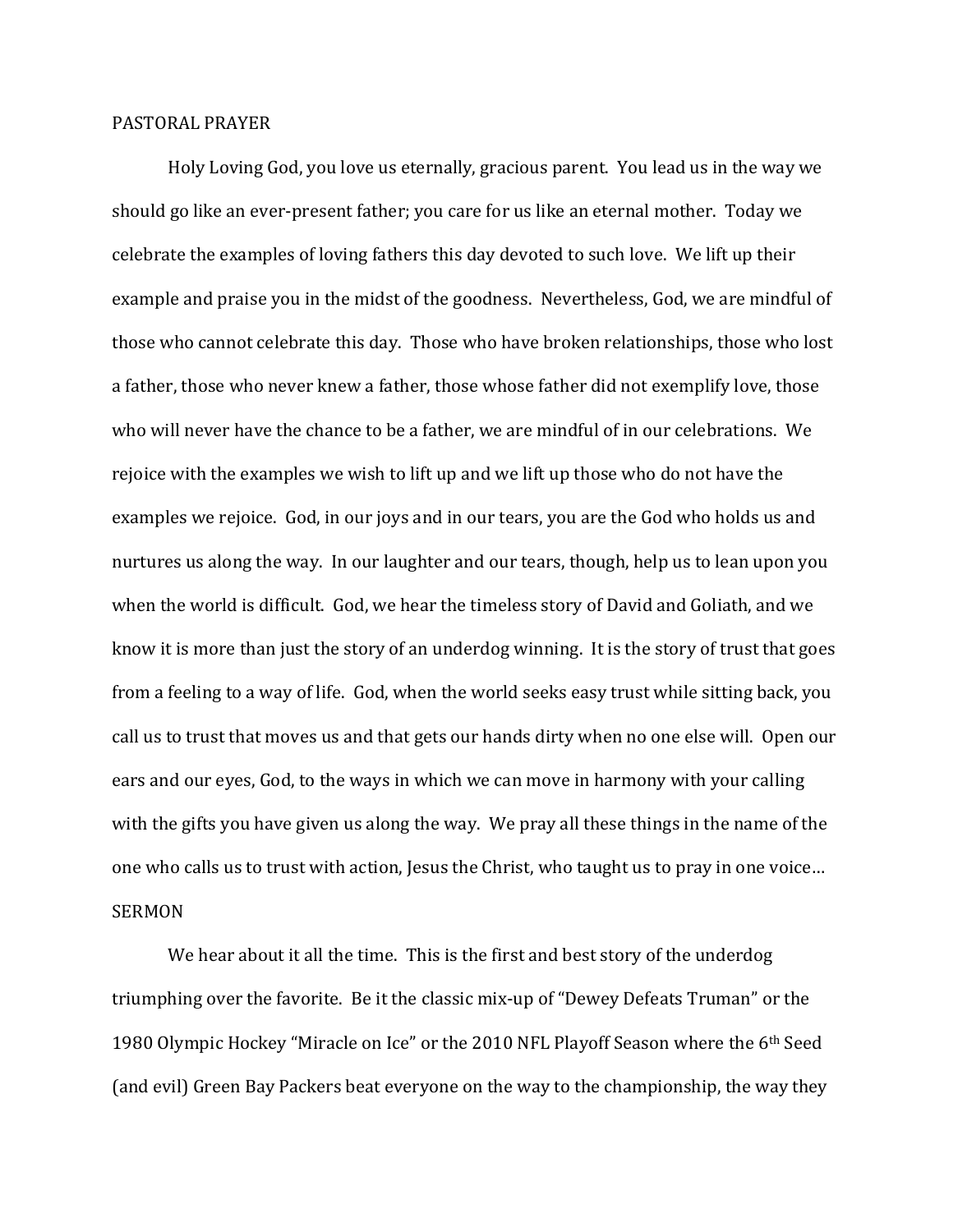PASTORAL PRAYER

Holy Loving God, you love us eternally, gracious parent. You lead us in the way we should go like an ever-present father; you care for us like an eternal mother. Today we celebrate the examples of loving fathers this day devoted to such love. We lift up their example and praise you in the midst of the goodness. Nevertheless, God, we are mindful of those who cannot celebrate this day. Those who have broken relationships, those who lost a father, those who never knew a father, those whose father did not exemplify love, those who will never have the chance to be a father, we are mindful of in our celebrations. We rejoice with the examples we wish to lift up and we lift up those who do not have the examples we rejoice. God, in our joys and in our tears, you are the God who holds us and nurtures us along the way. In our laughter and our tears, though, help us to lean upon you when the world is difficult. God, we hear the timeless story of David and Goliath, and we know it is more than just the story of an underdog winning. It is the story of trust that goes from a feeling to a way of life. God, when the world seeks easy trust while sitting back, you call us to trust that moves us and that gets our hands dirty when no one else will. Open our ears and our eyes, God, to the ways in which we can move in harmony with your calling with the gifts you have given us along the way. We pray all these things in the name of the one who calls us to trust with action, Jesus the Christ, who taught us to pray in one voice…

SERMON

We hear about it all the time. This is the first and best story of the underdog triumphing over the favorite. Be it the classic mix-up of "Dewey Defeats Truman" or the 1980 Olympic Hockey "Miracle on Ice" or the 2010 NFL Playoff Season where the 6th Seed (and evil) Green Bay Packers beat everyone on the way to the championship, the way they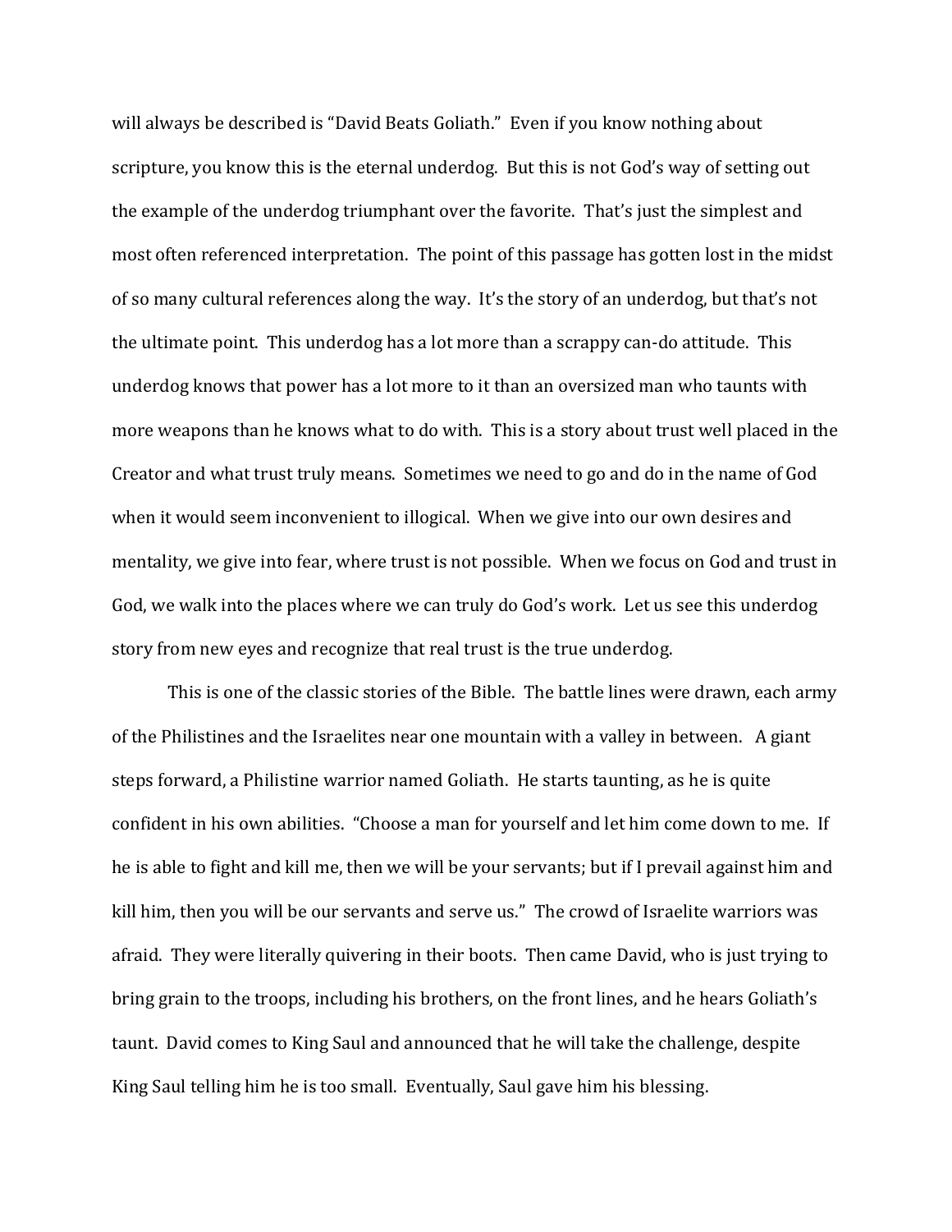will always be described is "David Beats Goliath." Even if you know nothing about scripture, you know this is the eternal underdog. But this is not God's way of setting out the example of the underdog triumphant over the favorite. That's just the simplest and most often referenced interpretation. The point of this passage has gotten lost in the midst of so many cultural references along the way. It's the story of an underdog, but that's not the ultimate point. This underdog has a lot more than a scrappy can-do attitude. This underdog knows that power has a lot more to it than an oversized man who taunts with more weapons than he knows what to do with. This is a story about trust well placed in the Creator and what trust truly means. Sometimes we need to go and do in the name of God when it would seem inconvenient to illogical. When we give into our own desires and mentality, we give into fear, where trust is not possible. When we focus on God and trust in God, we walk into the places where we can truly do God's work. Let us see this underdog story from new eyes and recognize that real trust is the true underdog.

This is one of the classic stories of the Bible. The battle lines were drawn, each army of the Philistines and the Israelites near one mountain with a valley in between. A giant steps forward, a Philistine warrior named Goliath. He starts taunting, as he is quite confident in his own abilities. "Choose a man for yourself and let him come down to me. If he is able to fight and kill me, then we will be your servants; but if I prevail against him and kill him, then you will be our servants and serve us." The crowd of Israelite warriors was afraid. They were literally quivering in their boots. Then came David, who is just trying to bring grain to the troops, including his brothers, on the front lines, and he hears Goliath's taunt. David comes to King Saul and announced that he will take the challenge, despite King Saul telling him he is too small. Eventually, Saul gave him his blessing.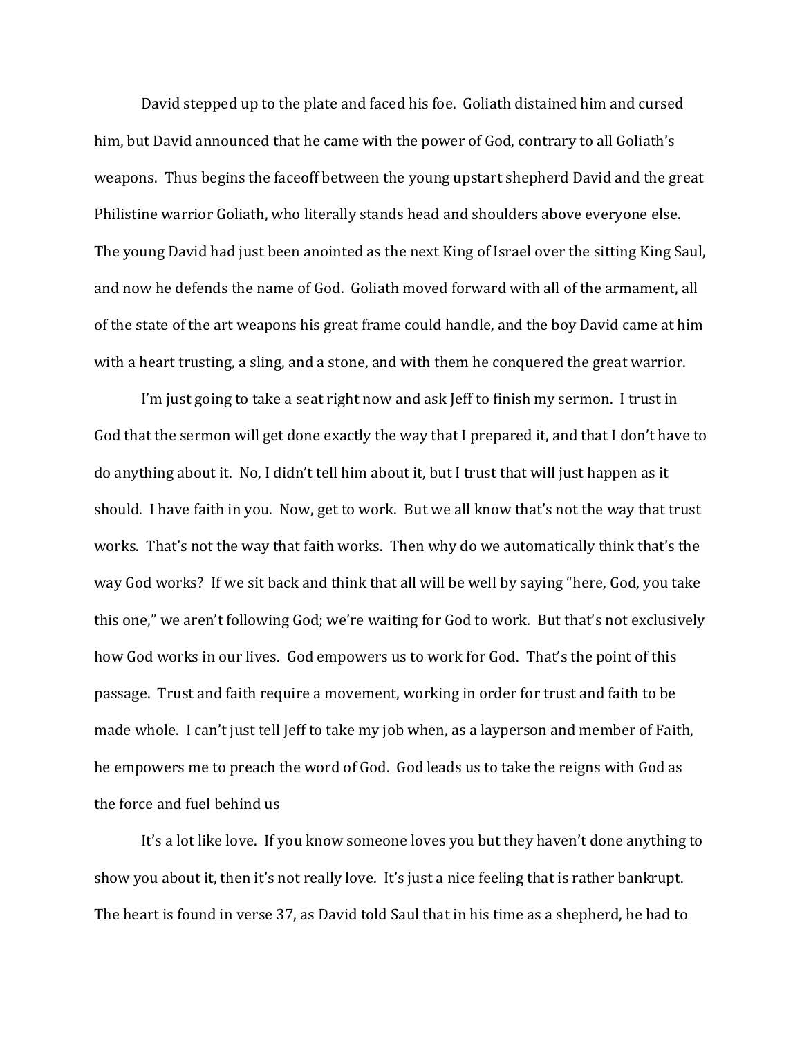David stepped up to the plate and faced his foe. Goliath distained him and cursed him, but David announced that he came with the power of God, contrary to all Goliath's weapons. Thus begins the faceoff between the young upstart shepherd David and the great Philistine warrior Goliath, who literally stands head and shoulders above everyone else. The young David had just been anointed as the next King of Israel over the sitting King Saul, and now he defends the name of God. Goliath moved forward with all of the armament, all of the state of the art weapons his great frame could handle, and the boy David came at him with a heart trusting, a sling, and a stone, and with them he conquered the great warrior.

I'm just going to take a seat right now and ask Jeff to finish my sermon. I trust in God that the sermon will get done exactly the way that I prepared it, and that I don't have to do anything about it. No, I didn't tell him about it, but I trust that will just happen as it should. I have faith in you. Now, get to work. But we all know that's not the way that trust works. That's not the way that faith works. Then why do we automatically think that's the way God works? If we sit back and think that all will be well by saying "here, God, you take this one," we aren't following God; we're waiting for God to work. But that's not exclusively how God works in our lives. God empowers us to work for God. That's the point of this passage. Trust and faith require a movement, working in order for trust and faith to be made whole. I can't just tell Jeff to take my job when, as a layperson and member of Faith, he empowers me to preach the word of God. God leads us to take the reigns with God as the force and fuel behind us

It's a lot like love. If you know someone loves you but they haven't done anything to show you about it, then it's not really love. It's just a nice feeling that is rather bankrupt. The heart is found in verse 37, as David told Saul that in his time as a shepherd, he had to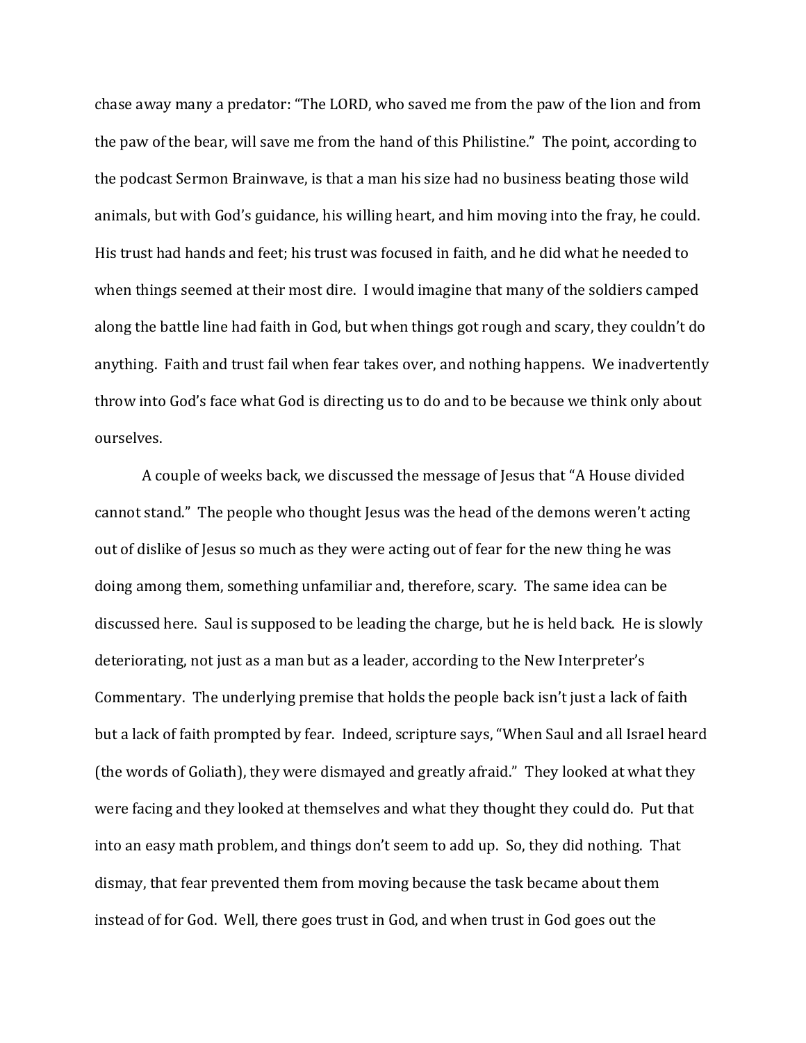chase away many a predator: "The LORD, who saved me from the paw of the lion and from the paw of the bear, will save me from the hand of this Philistine." The point, according to the podcast Sermon Brainwave, is that a man his size had no business beating those wild animals, but with God's guidance, his willing heart, and him moving into the fray, he could. His trust had hands and feet; his trust was focused in faith, and he did what he needed to when things seemed at their most dire. I would imagine that many of the soldiers camped along the battle line had faith in God, but when things got rough and scary, they couldn't do anything. Faith and trust fail when fear takes over, and nothing happens. We inadvertently throw into God's face what God is directing us to do and to be because we think only about ourselves.

A couple of weeks back, we discussed the message of Jesus that "A House divided cannot stand." The people who thought Jesus was the head of the demons weren't acting out of dislike of Jesus so much as they were acting out of fear for the new thing he was doing among them, something unfamiliar and, therefore, scary. The same idea can be discussed here. Saul is supposed to be leading the charge, but he is held back. He is slowly deteriorating, not just as a man but as a leader, according to the New Interpreter's Commentary. The underlying premise that holds the people back isn't just a lack of faith but a lack of faith prompted by fear. Indeed, scripture says, "When Saul and all Israel heard (the words of Goliath), they were dismayed and greatly afraid." They looked at what they were facing and they looked at themselves and what they thought they could do. Put that into an easy math problem, and things don't seem to add up. So, they did nothing. That dismay, that fear prevented them from moving because the task became about them instead of for God. Well, there goes trust in God, and when trust in God goes out the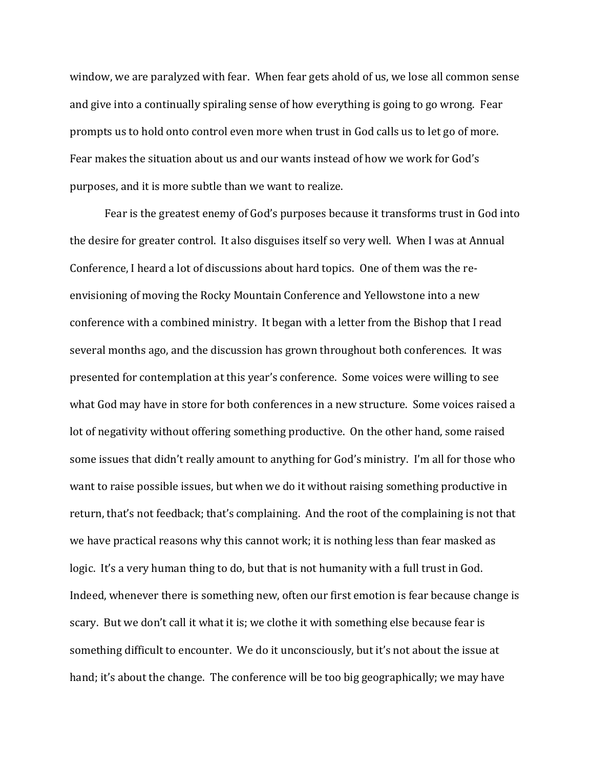window, we are paralyzed with fear. When fear gets ahold of us, we lose all common sense and give into a continually spiraling sense of how everything is going to go wrong. Fear prompts us to hold onto control even more when trust in God calls us to let go of more. Fear makes the situation about us and our wants instead of how we work for God's purposes, and it is more subtle than we want to realize.

Fear is the greatest enemy of God's purposes because it transforms trust in God into the desire for greater control. It also disguises itself so very well. When I was at Annual Conference, I heard a lot of discussions about hard topics. One of them was the re-envisioning of moving the Rocky Mountain Conference and Yellowstone into a new conference with a combined ministry. It began with a letter from the Bishop that I read several months ago, and the discussion has grown throughout both conferences. It was presented for contemplation at this year's conference. Some voices were willing to see what God may have in store for both conferences in a new structure. Some voices raised a lot of negativity without offering something productive. On the other hand, some raised some issues that didn't really amount to anything for God's ministry. I'm all for those who want to raise possible issues, but when we do it without raising something productive in return, that's not feedback; that's complaining. And the root of the complaining is not that we have practical reasons why this cannot work; it is nothing less than fear masked as logic. It's a very human thing to do, but that is not humanity with a full trust in God. Indeed, whenever there is something new, often our first emotion is fear because change is scary. But we don't call it what it is; we clothe it with something else because fear is something difficult to encounter. We do it unconsciously, but it's not about the issue at hand; it's about the change. The conference will be too big geographically; we may have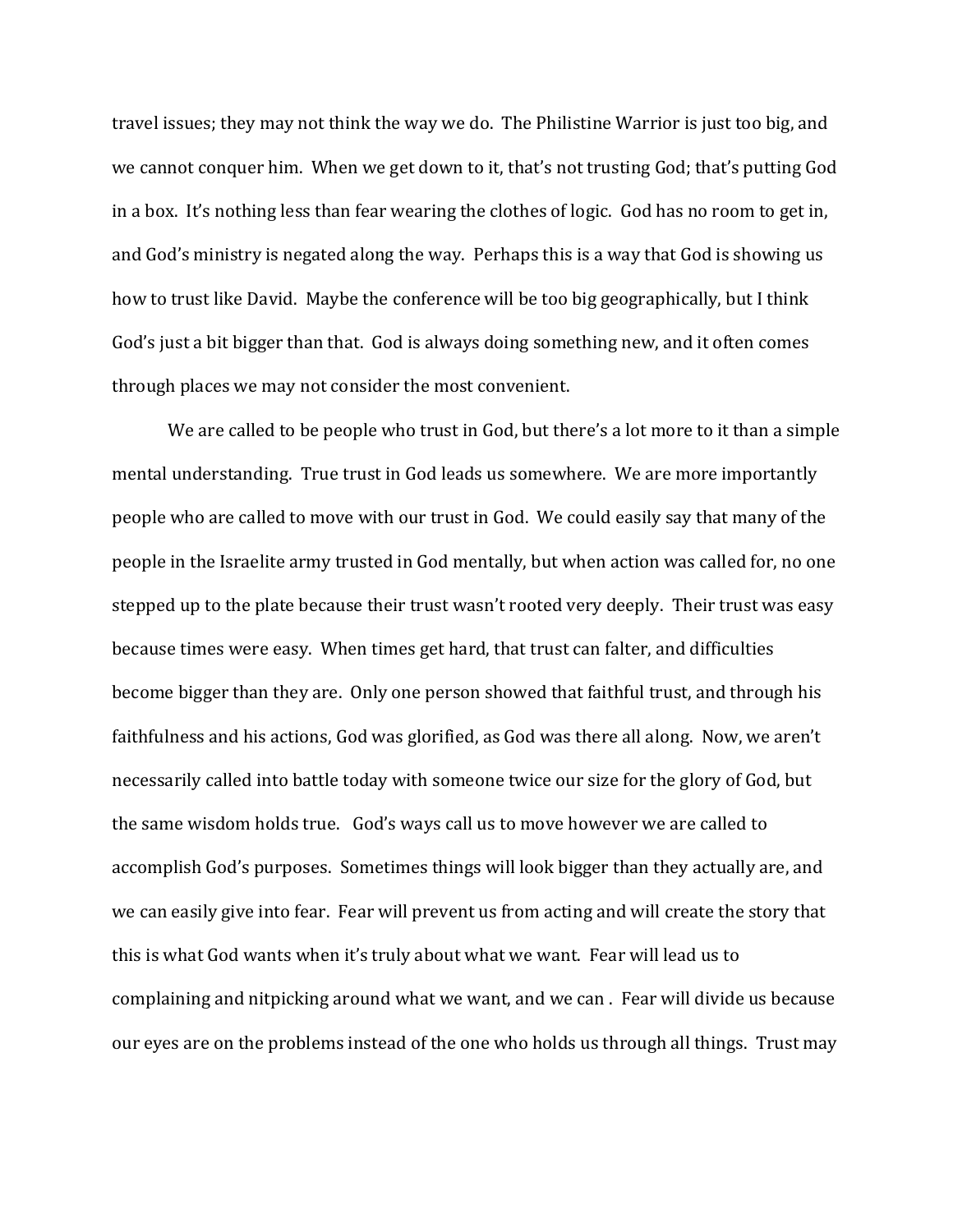travel issues; they may not think the way we do. The Philistine Warrior is just too big, and we cannot conquer him. When we get down to it, that's not trusting God; that's putting God in a box. It's nothing less than fear wearing the clothes of logic. God has no room to get in, and God's ministry is negated along the way. Perhaps this is a way that God is showing us how to trust like David. Maybe the conference will be too big geographically, but I think God's just a bit bigger than that. God is always doing something new, and it often comes through places we may not consider the most convenient.

We are called to be people who trust in God, but there's a lot more to it than a simple mental understanding. True trust in God leads us somewhere. We are more importantly people who are called to move with our trust in God. We could easily say that many of the people in the Israelite army trusted in God mentally, but when action was called for, no one stepped up to the plate because their trust wasn't rooted very deeply. Their trust was easy because times were easy. When times get hard, that trust can falter, and difficulties become bigger than they are. Only one person showed that faithful trust, and through his faithfulness and his actions, God was glorified, as God was there all along. Now, we aren't necessarily called into battle today with someone twice our size for the glory of God, but the same wisdom holds true. God's ways call us to move however we are called to accomplish God's purposes. Sometimes things will look bigger than they actually are, and we can easily give into fear. Fear will prevent us from acting and will create the story that this is what God wants when it's truly about what we want. Fear will lead us to complaining and nitpicking around what we want, and we can . Fear will divide us because our eyes are on the problems instead of the one who holds us through all things. Trust may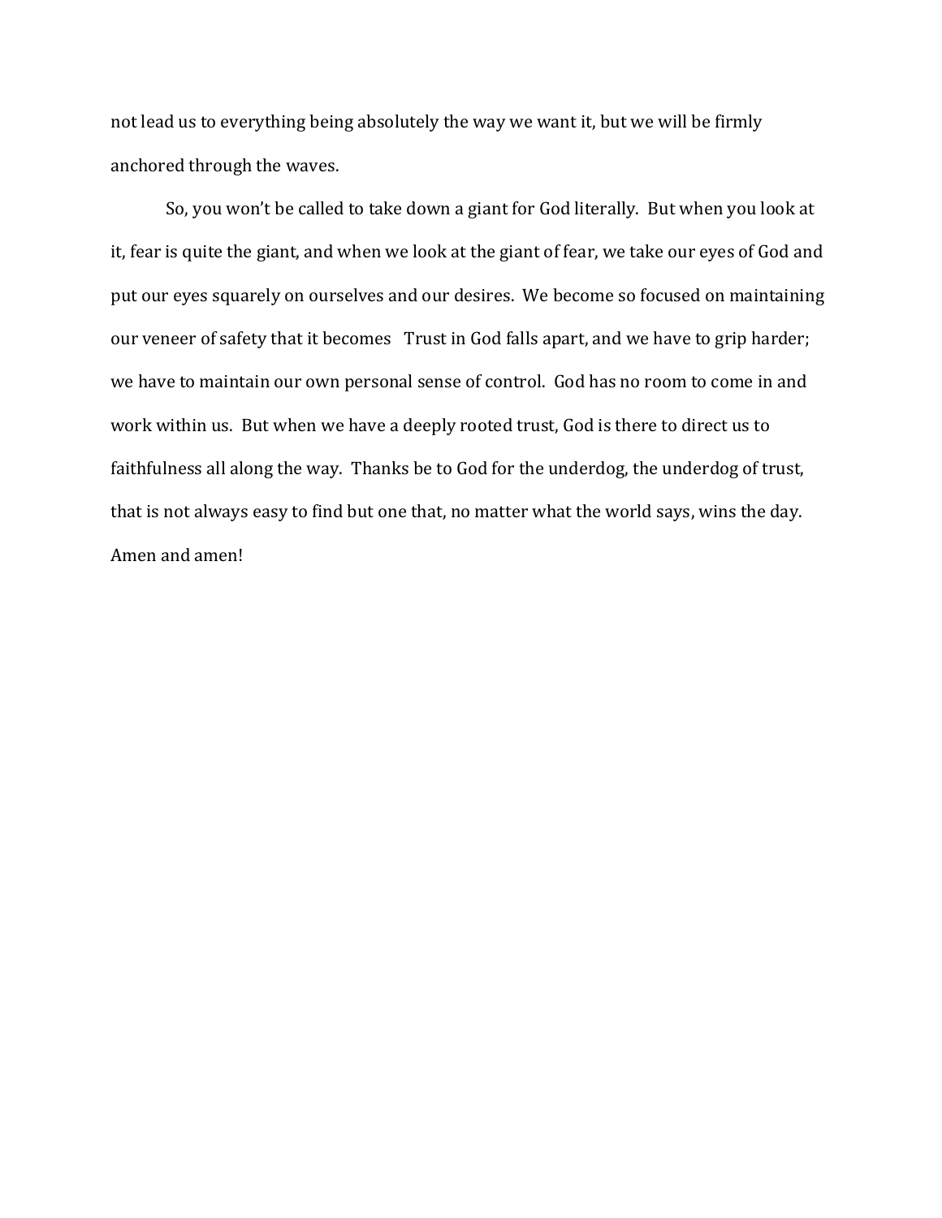not lead us to everything being absolutely the way we want it, but we will be firmly anchored through the waves.

So, you won't be called to take down a giant for God literally. But when you look at it, fear is quite the giant, and when we look at the giant of fear, we take our eyes of God and put our eyes squarely on ourselves and our desires. We become so focused on maintaining our veneer of safety that it becomes   Trust in God falls apart, and we have to grip harder; we have to maintain our own personal sense of control. God has no room to come in and work within us. But when we have a deeply rooted trust, God is there to direct us to faithfulness all along the way. Thanks be to God for the underdog, the underdog of trust, that is not always easy to find but one that, no matter what the world says, wins the day. Amen and amen!